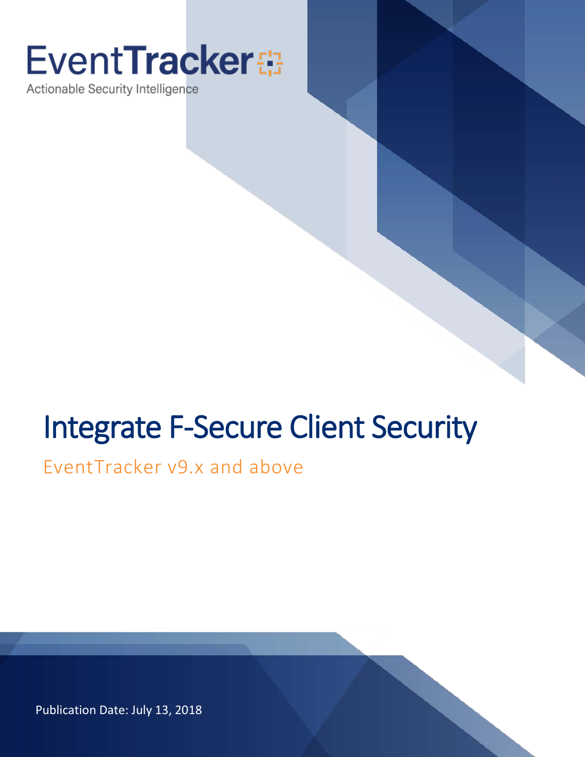EventTracker

Actionable Security Intelligence

# Integrate F-Secure Client Security

EventTracker v9.x and above

Publication Date: July 13, 2018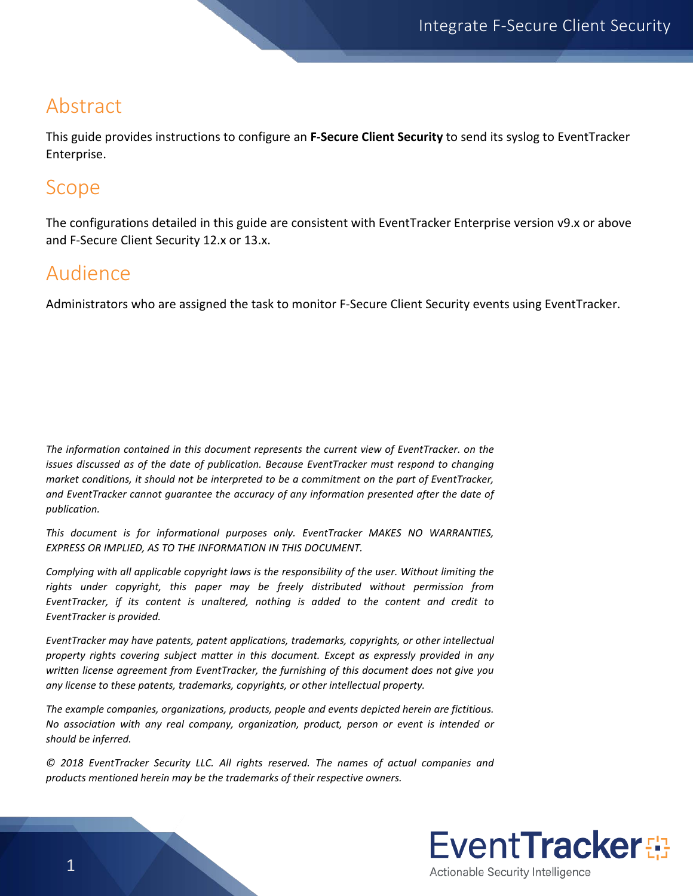# Abstract

This guide provides instructions to configure an **F-Secure Client Security** to send its syslog to EventTracker Enterprise.

# Scope

The configurations detailed in this guide are consistent with EventTracker Enterprise version v9.x or above and F-Secure Client Security 12.x or 13.x.

# Audience

Administrators who are assigned the task to monitor F-Secure Client Security events using EventTracker.

*The information contained in this document represents the current view of EventTracker. on the issues discussed as of the date of publication. Because EventTracker must respond to changing market conditions, it should not be interpreted to be a commitment on the part of EventTracker, and EventTracker cannot guarantee the accuracy of any information presented after the date of publication.*

*This document is for informational purposes only. EventTracker MAKES NO WARRANTIES, EXPRESS OR IMPLIED, AS TO THE INFORMATION IN THIS DOCUMENT.*

*Complying with all applicable copyright laws is the responsibility of the user. Without limiting the rights under copyright, this paper may be freely distributed without permission from EventTracker, if its content is unaltered, nothing is added to the content and credit to EventTracker is provided.*

*EventTracker may have patents, patent applications, trademarks, copyrights, or other intellectual property rights covering subject matter in this document. Except as expressly provided in any written license agreement from EventTracker, the furnishing of this document does not give you any license to these patents, trademarks, copyrights, or other intellectual property.*

*The example companies, organizations, products, people and events depicted herein are fictitious. No association with any real company, organization, product, person or event is intended or should be inferred.*

*© 2018 EventTracker Security LLC. All rights reserved. The names of actual companies and products mentioned herein may be the trademarks of their respective owners.*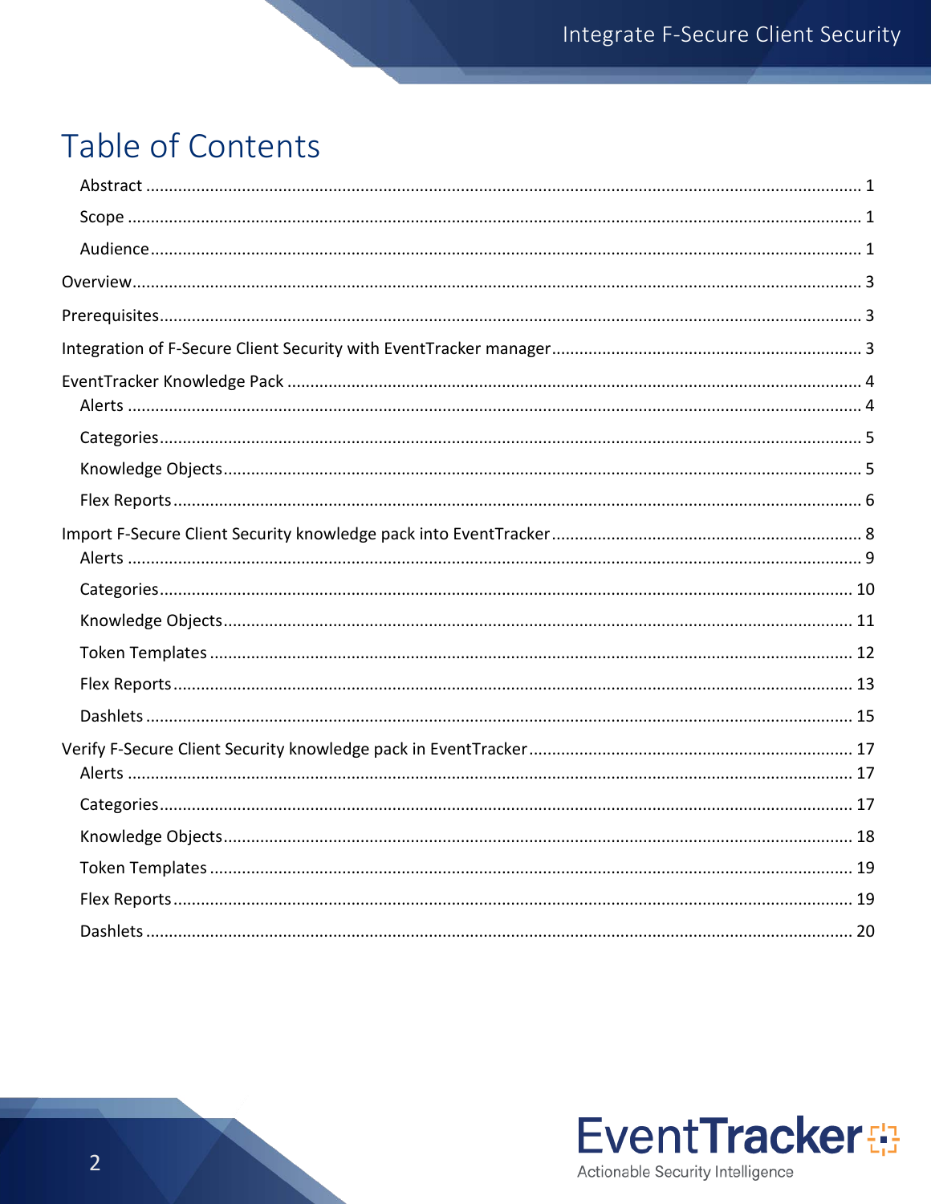# Table of Contents

- Abstract ..... 1
- Scope ..... 1
- Audience ..... 1

Overview ..... 3

Prerequisites ..... 3

Integration of F-Secure Client Security with EventTracker manager ..... 3

EventTracker Knowledge Pack ..... 4

- Alerts ..... 4
- Categories ..... 5
- Knowledge Objects ..... 5
- Flex Reports ..... 6

Import F-Secure Client Security knowledge pack into EventTracker ..... 8

- Alerts ..... 9
- Categories ..... 10
- Knowledge Objects ..... 11
- Token Templates ..... 12
- Flex Reports ..... 13
- Dashlets ..... 15

Verify F-Secure Client Security knowledge pack in EventTracker ..... 17

- Alerts ..... 17
- Categories ..... 17
- Knowledge Objects ..... 18
- Token Templates ..... 19
- Flex Reports ..... 19
- Dashlets ..... 20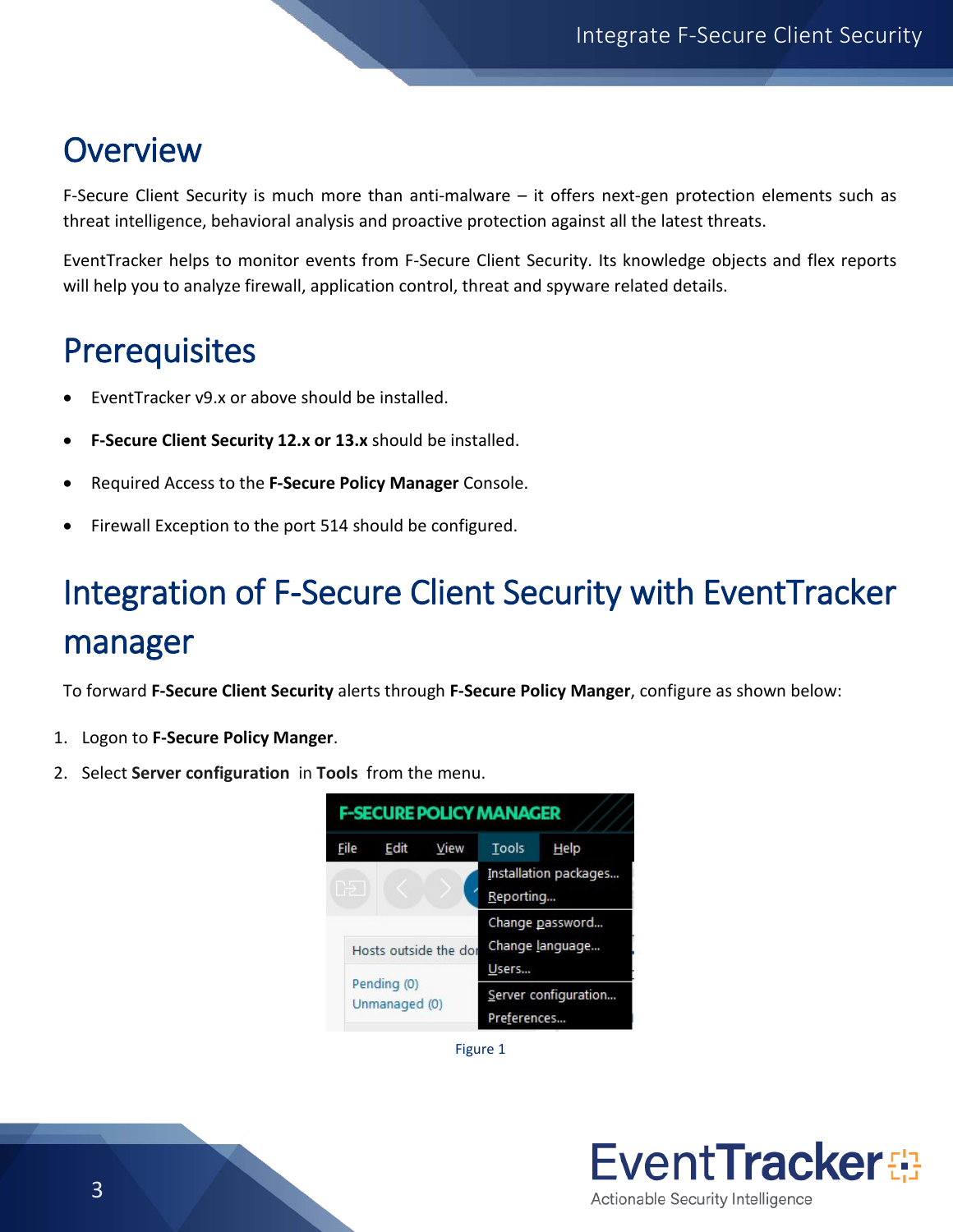# Overview

F-Secure Client Security is much more than anti-malware – it offers next-gen protection elements such as threat intelligence, behavioral analysis and proactive protection against all the latest threats.

EventTracker helps to monitor events from F-Secure Client Security. Its knowledge objects and flex reports will help you to analyze firewall, application control, threat and spyware related details.

# Prerequisites

- EventTracker v9.x or above should be installed.
- **F-Secure Client Security 12.x or 13.x** should be installed.
- Required Access to the **F-Secure Policy Manager** Console.
- Firewall Exception to the port 514 should be configured.

# Integration of F-Secure Client Security with EventTracker manager

To forward **F-Secure Client Security** alerts through **F-Secure Policy Manger**, configure as shown below:

1. Logon to **F-Secure Policy Manger**.
2. Select **Server configuration** in **Tools** from the menu.

Figure 1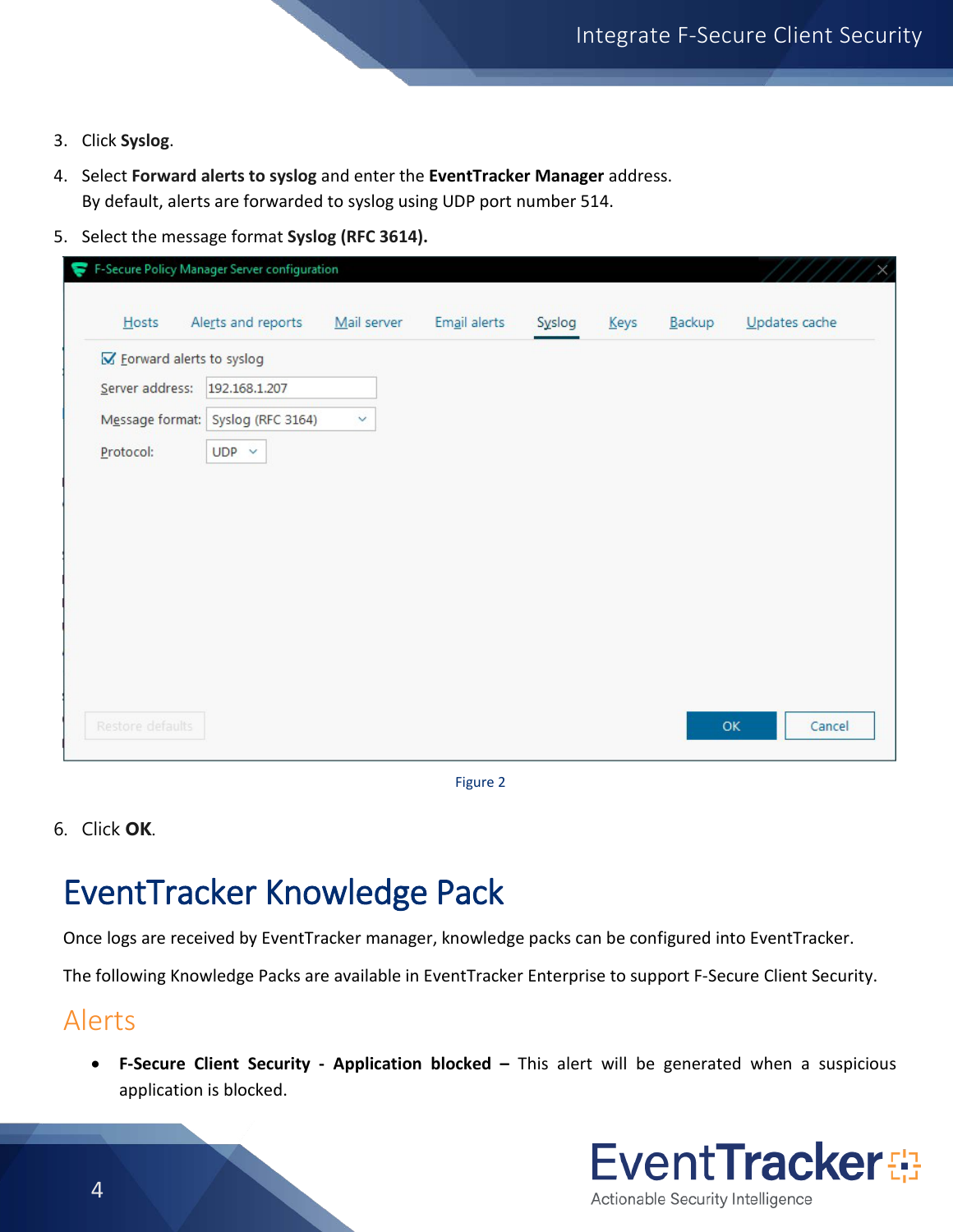3. Click **Syslog**.
4. Select **Forward alerts to syslog** and enter the **EventTracker Manager** address.
   By default, alerts are forwarded to syslog using UDP port number 514.
5. Select the message format **Syslog (RFC 3614).**

Figure 2

6. Click **OK**.

# EventTracker Knowledge Pack

Once logs are received by EventTracker manager, knowledge packs can be configured into EventTracker.

The following Knowledge Packs are available in EventTracker Enterprise to support F-Secure Client Security.

## Alerts

- **F-Secure Client Security - Application blocked –** This alert will be generated when a suspicious application is blocked.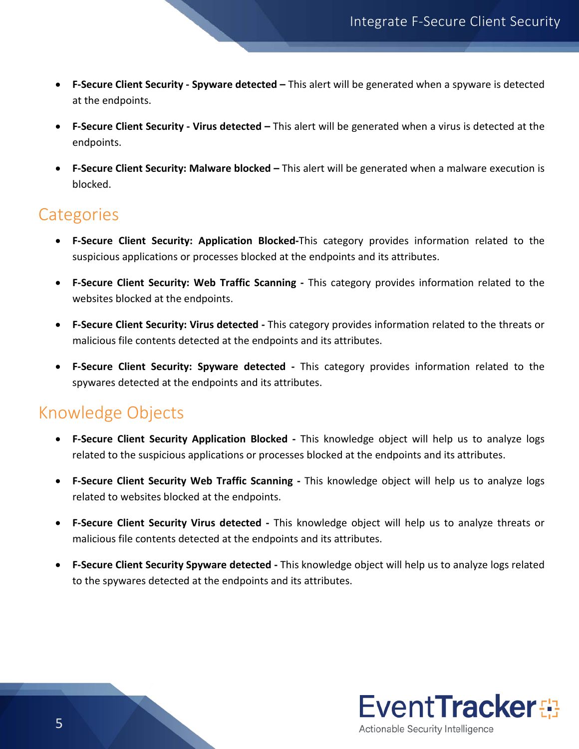- **F-Secure Client Security - Spyware detected –** This alert will be generated when a spyware is detected at the endpoints.
- **F-Secure Client Security - Virus detected –** This alert will be generated when a virus is detected at the endpoints.
- **F-Secure Client Security: Malware blocked –** This alert will be generated when a malware execution is blocked.

## Categories

- **F-Secure Client Security: Application Blocked-**This category provides information related to the suspicious applications or processes blocked at the endpoints and its attributes.
- **F-Secure Client Security: Web Traffic Scanning -** This category provides information related to the websites blocked at the endpoints.
- **F-Secure Client Security: Virus detected -** This category provides information related to the threats or malicious file contents detected at the endpoints and its attributes.
- **F-Secure Client Security: Spyware detected -** This category provides information related to the spywares detected at the endpoints and its attributes.

## Knowledge Objects

- **F-Secure Client Security Application Blocked -** This knowledge object will help us to analyze logs related to the suspicious applications or processes blocked at the endpoints and its attributes.
- **F-Secure Client Security Web Traffic Scanning -** This knowledge object will help us to analyze logs related to websites blocked at the endpoints.
- **F-Secure Client Security Virus detected -** This knowledge object will help us to analyze threats or malicious file contents detected at the endpoints and its attributes.
- **F-Secure Client Security Spyware detected -** This knowledge object will help us to analyze logs related to the spywares detected at the endpoints and its attributes.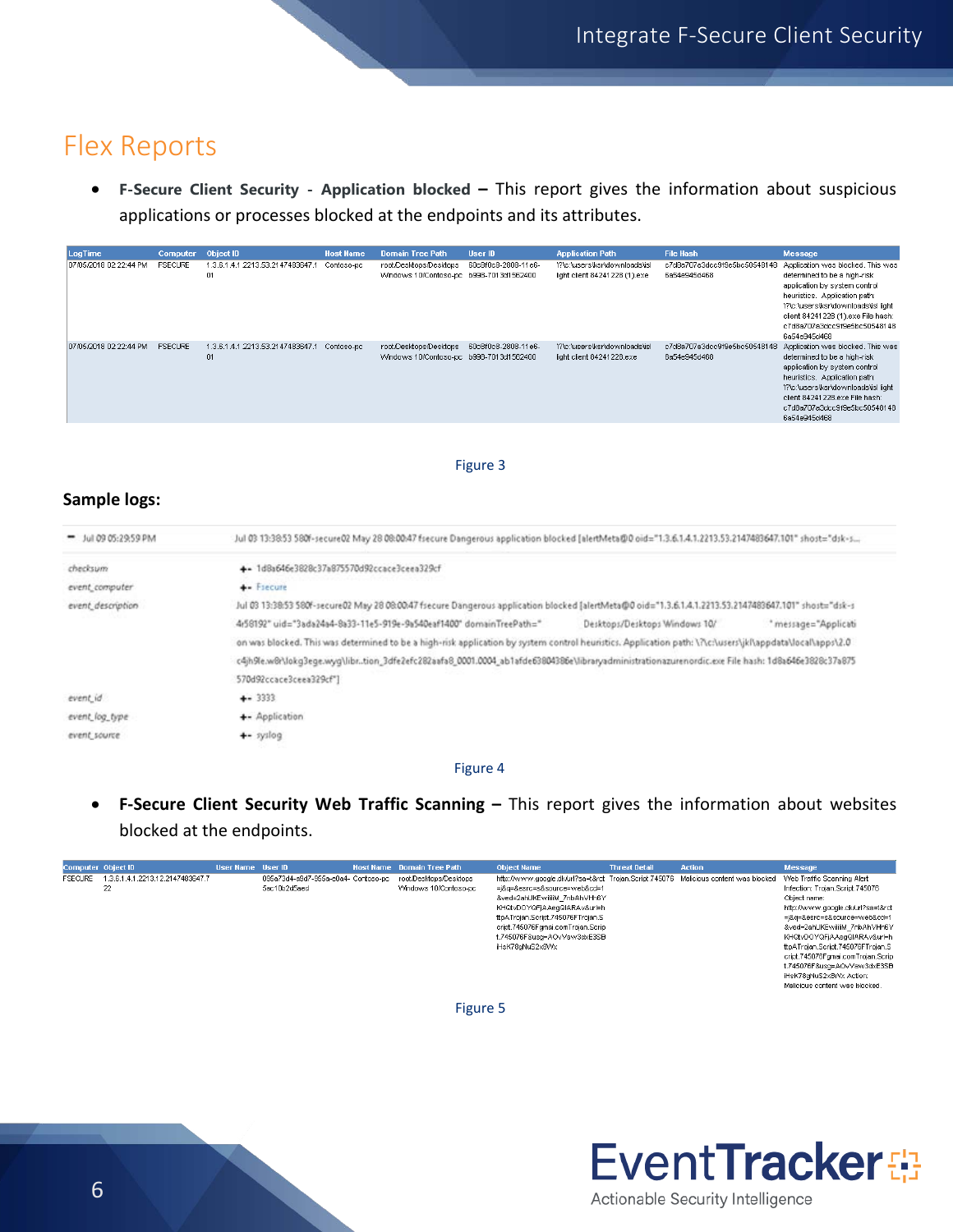## Flex Reports

- **F-Secure Client Security - Application blocked –** This report gives the information about suspicious applications or processes blocked at the endpoints and its attributes.

| LogTime | Computer | Object ID | Host Name | Domain Tree Path | User ID | Application Path | File Hash | Message |
|---|---|---|---|---|---|---|---|---|
| 07/05/2018 02:22:44 PM | FSECURE | 1.3.6.1.4.1.2213.53.2147483647.101 | Contoso-pc | root/Desktops/Desktops Windows 10/Contoso-pc | 60c8f0c8-2808-11e6-b998-7013d1562400 | \\?\c:\users\ksr\downloads\isl light client 84241228 (1).exe | c7d8a707e3dcc919e5bc50548148 6a54e945d468 | Application was blocked. This was determined to be a high-risk application by system control heuristics. Application path: \\?\c:\users\ksr\downloads\isl light client 84241228 (1).exe File hash: c7d8a707e3dcc919e5bc50548148 6a54e945d468 |
| 07/05/2018 02:22:44 PM | FSECURE | 1.3.6.1.4.1.2213.53.2147483647.101 | Contoso-pc | root/Desktops/Desktops Windows 10/Contoso-pc | 60c8f0c8-2808-11e6-b998-7013d1562400 | \\?\c:\users\ksr\downloads\isl light client 84241228.exe | c7d8a707e3dcc919e5bc50548148 6a54e945d468 | Application was blocked. This was determined to be a high-risk application by system control heuristics. Application path: \\?\c:\users\ksr\downloads\isl light client 84241228.exe File hash: c7d8a707e3dcc919e5bc50548148 6a54e945d468 |

Figure 3

**Sample logs:**

| | |
|---|---|
| Jul 09 05:29:59 PM | Jul 03 13:38:53 580f-secure02 May 28 08:00:47 fsecure Dangerous application blocked [alertMeta@0 oid="1.3.6.1.4.1.2213.53.2147483647.101" shost="dsk-s... |
| checksum | 1d8a646e3828c37a875570d92ccace3ceea329cf |
| event_computer | Fsecure |
| event_description | Jul 03 13:38:53 580f-secure02 May 28 08:00:47 fsecure Dangerous application blocked [alertMeta@0 oid="1.3.6.1.4.1.2213.53.2147483647.101" shost="dsk-s 4r58192" uid="3ada24a4-8a33-11e5-919e-9a540eaf1400" domainTreePath=" Desktops/Desktops Windows 10/ " message="Application was blocked. This was determined to be a high-risk application by system control heuristics. Application path: \\?\c:\users\jkl\appdata\local\apps\2.0 c4jh9le.w8r\lokg3ege.wyg\libr..tion_3dfe2efc282aafa8_0001.0004_ab1afde63804386e\libraryadministrationazurenordic.exe File hash: 1d8a646e3828c37a875 570d92ccace3ceea329cf"] |
| event_id | 3333 |
| event_log_type | Application |
| event_source | syslog |

Figure 4

- **F-Secure Client Security Web Traffic Scanning –** This report gives the information about websites blocked at the endpoints.

| Computer | Object ID | User Name | User ID | Host Name | Domain Tree Path | Object Name | Threat Detail | Action | Message |
|---|---|---|---|---|---|---|---|---|---|
| FSECURE | 1.3.6.1.4.1.2213.12.2147483647.722 | | 095a73d4-a6d7-955a-c0a4-5ac10b2d5aed | Contoso-pc | root/Desktops/Desktops Windows 10/Contoso-pc | http://www.google.dk/url?sa=t&rct=j&q=&esrc=s&source=web&cd=1&ved=0ahUKEwiIiM_7nbAhVHr6YKHQtvDOYQFjAAegQIARAv&url=http%3A%2F%2FTrojan.Script.745076FTrojan.Script.745076Fgmai.comTrojan.Script.745076F&usg=AOvVaw3dxE3SBiHsK78gNuS2x9Vx | Trojan.Script.745076 | Malicious content was blocked | Web Traffic Scanning Alert Infection: Trojan.Script.745076 Object name: http://www.google.dk/url?sa=t&rct=j&q=&esrc=s&source=web&cd=1&ved=0ahUKEwiIiM_7nbAhVHr6YKHQtvDOYQFjAAegQIARAv&url=http%3A%2F%2FTrojan.Script.745076FTrojan.Script.745076Fgmai.comTrojan.Script.745076F&usg=AOvVaw3dxE3SBiHsK78gNuS2x9Vx Action: Malicious content was blocked. |

Figure 5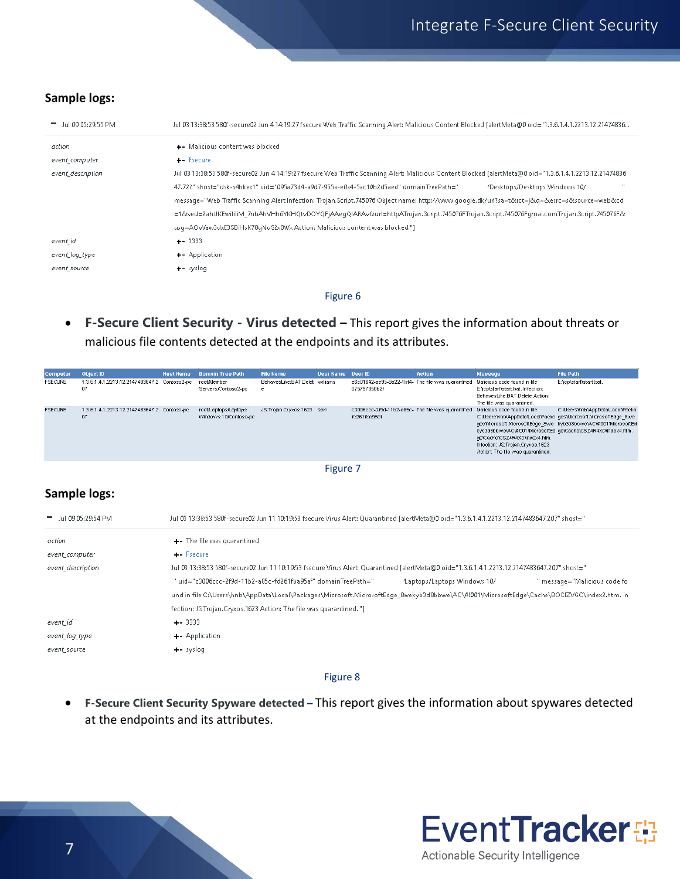## Sample logs:

| | |
|---|---|
| − Jul 09 05:29:55 PM | Jul 03 13:38:53 580f-secure02 Jun 4 14:19:27 fsecure Web Traffic Scanning Alert: Malicious Content Blocked [alertMeta@0 oid="1.3.6.1.4.1.2213.12.21474836.. |
| action | +- Malicious content was blocked |
| event_computer | +- Fsecure |
| event_description | Jul 03 13:38:53 580f-secure02 Jun 4 14:19:27 fsecure Web Traffic Scanning Alert: Malicious Content Blocked [alertMeta@0 oid="1.3.6.1.4.1.2213.12.21474836 47.722" shost="dsk-s4bkex1" uid="095a73d4-a9d7-955a-e0a4-5ac10b2d5aed" domainTreePath=" '/Desktops/Desktops Windows 10/ " message="Web Traffic Scanning Alert Infection: Trojan.Script.745076 Object name: http://www.google.dk/url?sa=t&rct=j&q=&esrc=s&source=web&cd =1&ved=2ahUKEwililiM_7nbAhVHh6YKHQtvDOYQFjAAegQIARAv&url=httpATrojan.Script.745076FTrojan.Script.745076Fgmai.comTrojan.Script.745076F& usg=AOvVaw3dxE3SBiHsK78gNuS2x8Wx Action: Malicious content was blocked."] |
| event_id | +- 3333 |
| event_log_type | +- Application |
| event_source | +- syslog |

Figure 6

- **F-Secure Client Security - Virus detected –** This report gives the information about threats or malicious file contents detected at the endpoints and its attributes.

| Computer | Object ID | Host Name | Domain Tree Path | File Name | User Name | User ID | Action | Message | File Path |
|---|---|---|---|---|---|---|---|---|---|
| FSECURE | 1.3.6.1.4.1.2213.12.2147483647.2 07 | Contoso2-pc | rootMember Servers/Contoso2-pc | BehavesLike:BAT.Delet e | williams | e6c01642-ee95-9a22-1a14-075797350b2f | The file was quarantined | Malicious code found in file E:\cp\start\start.bat. Infection: BehavesLike.BAT.Delete Action: The file was quarantined. | E:\cp\start\start.bat. |
| FSECURE | 1.3.6.1.4.1.2213.12.2147483647.2 07 | Contoso-pc | root/Laptops/Laptops Windows 10/Contoso-pc | JS:Trojan.Cryxos.1623 | sam | c3006ccc-2f9d-11b2-a85c-fd261fba95af | The file was quarantined | Malicious code found in file C:\Users\nb\AppData\Local\Packages\Microsoft.MicrosoftEdge_8wekyb3d8bbwe\AC\#!001\MicrosoftEdge\Cache\CSZ4R4XD\index4.htm. Infection: JS:Trojan.Cryxos.1623 Action: The file was quarantined. | C:\Users\nb\AppData\Local\Packages\Microsoft.MicrosoftEdge_8wekyb3d8bbwe\AC\#!001\MicrosoftEdge\Cache\CSZ4R4XD\index4.htm. |

Figure 7

## Sample logs:

| | |
|---|---|
| − Jul 09 05:29:54 PM | Jul 03 13:38:53 580f-secure02 Jun 11 10:19:53 fsecure Virus Alert: Quarantined [alertMeta@0 oid="1.3.6.1.4.1.2213.12.2147483647.207" shost=" |
| action | +- The file was quarantined |
| event_computer | +- Fsecure |
| event_description | Jul 03 13:38:53 580f-secure02 Jun 11 10:19:53 fsecure Virus Alert: Quarantined [alertMeta@0 oid="1.3.6.1.4.1.2213.12.2147483647.207" shost=" " uid="c3006ccc-2f9d-11b2-a85c-fd261fba95af" domainTreePath=" '/Laptops/Laptops Windows 10/ " message="Malicious code found in file C:\Users\nb\AppData\Local\Packages\Microsoft.MicrosoftEdge_8wekyb3d8bbwe\AC\#!001\MicrosoftEdge\Cache\BOCIZVGC\index2.htm. Infection: JS:Trojan.Cryxos.1623 Action: The file was quarantined. "] |
| event_id | +- 3333 |
| event_log_type | +- Application |
| event_source | +- syslog |

Figure 8

- **F-Secure Client Security Spyware detected –** This report gives the information about spywares detected at the endpoints and its attributes.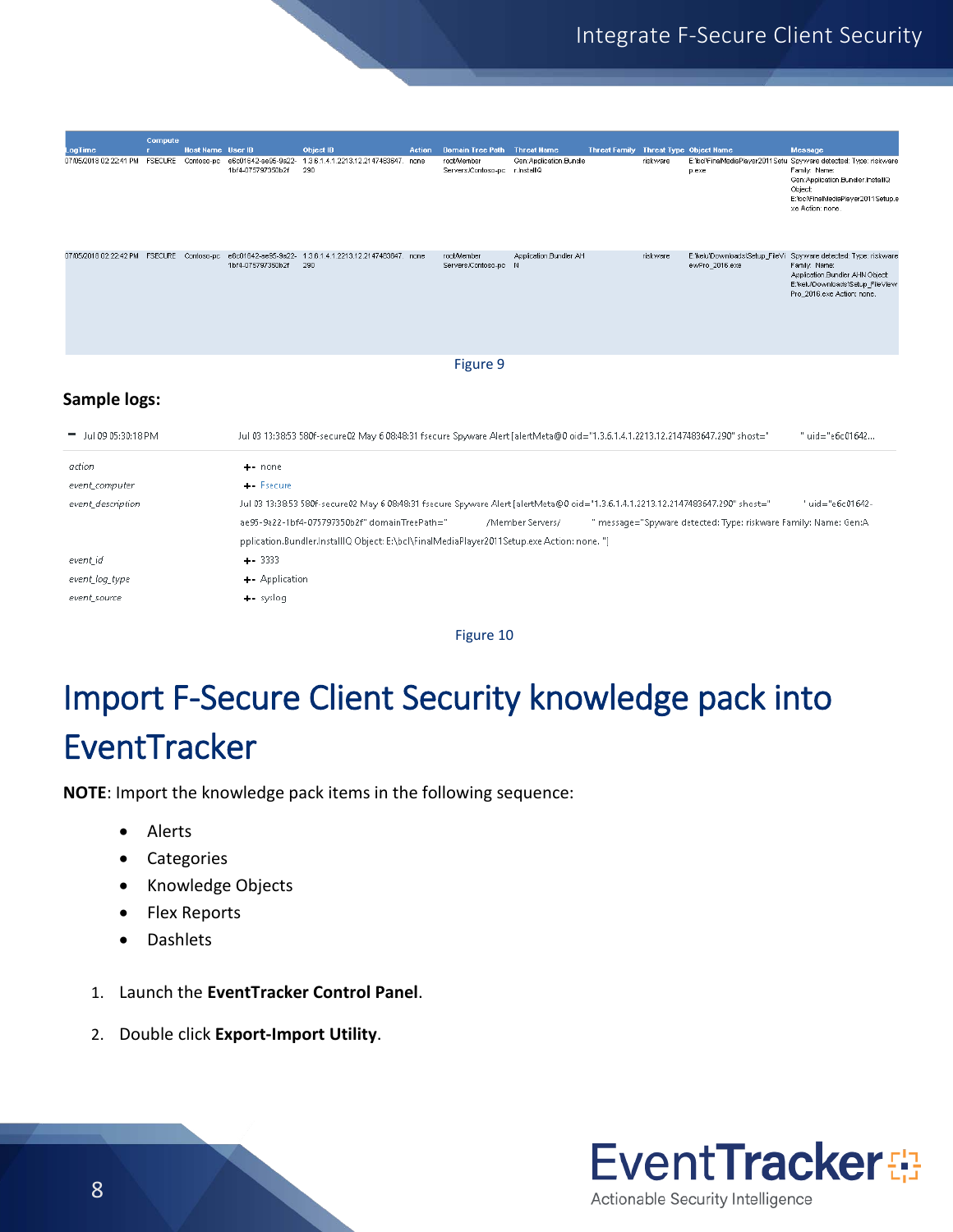| LogTime | Computer | Host Name | User ID | Object ID | Action | Domain Tree Path | Threat Name | Threat Family | Threat Type | Object Name | Message |
|---|---|---|---|---|---|---|---|---|---|---|---|
| 07/05/2018 02:22:41 PM | FSECURE | Contoso-pc | e6c01642-ae95-9a22-1bf4-075797350b2f | 1.3.6.1.4.1.2213.12.2147483647.290 | none | root/Member Servers/Contoso-pc | Gen:Application.Bundler.InstallIQ | | riskware | E:\bcl\FinalMediaPlayer2011Setup.exe | Spyware detected: Type: riskware Family: Name: Gen:Application.Bundler.InstallIQ Object: E:\bcl\FinalMediaPlayer2011Setup.exe Action: none. |
| 07/05/2018 02:22:42 PM | FSECURE | Contoso-pc | e6c01642-ae95-9a22-1bf4-075797350b2f | 1.3.6.1.4.1.2213.12.2147483647.290 | none | root/Member Servers/Contoso-pc | Application.Bundler.AHIN | | riskware | E:\keli\Downloads\Setup_FileViewPro_2016.exe | Spyware detected: Type: riskware Family: Name: Application.Bundler.AHIN Object: E:\keli\Downloads\Setup_FileViewPro_2016.exe Action: none. |

Figure 9

**Sample logs:**

| Jul 09 05:30:18 PM | Jul 03 13:38:53 580f-secure02 May 6 08:48:31 fsecure Spyware Alert [alertMeta@0 oid="1.3.6.1.4.1.2213.12.2147483647.290" shost=" " uid="e6c01642... |
|---|---|
| action | none |
| event_computer | Fsecure |
| event_description | Jul 03 13:38:53 580f-secure02 May 6 08:48:31 fsecure Spyware Alert [alertMeta@0 oid="1.3.6.1.4.1.2213.12.2147483647.290" shost=" " uid="e6c01642-ae95-9a22-1bf4-075797350b2f" domainTreePath=" /Member Servers/ " message="Spyware detected: Type: riskware Family: Name: Gen:Application.Bundler.InstallIQ Object: E:\bcl\FinalMediaPlayer2011Setup.exe Action: none. "] |
| event_id | 3333 |
| event_log_type | Application |
| event_source | syslog |

Figure 10

# Import F-Secure Client Security knowledge pack into EventTracker

**NOTE**: Import the knowledge pack items in the following sequence:

- Alerts
- Categories
- Knowledge Objects
- Flex Reports
- Dashlets

1. Launch the **EventTracker Control Panel**.
2. Double click **Export-Import Utility**.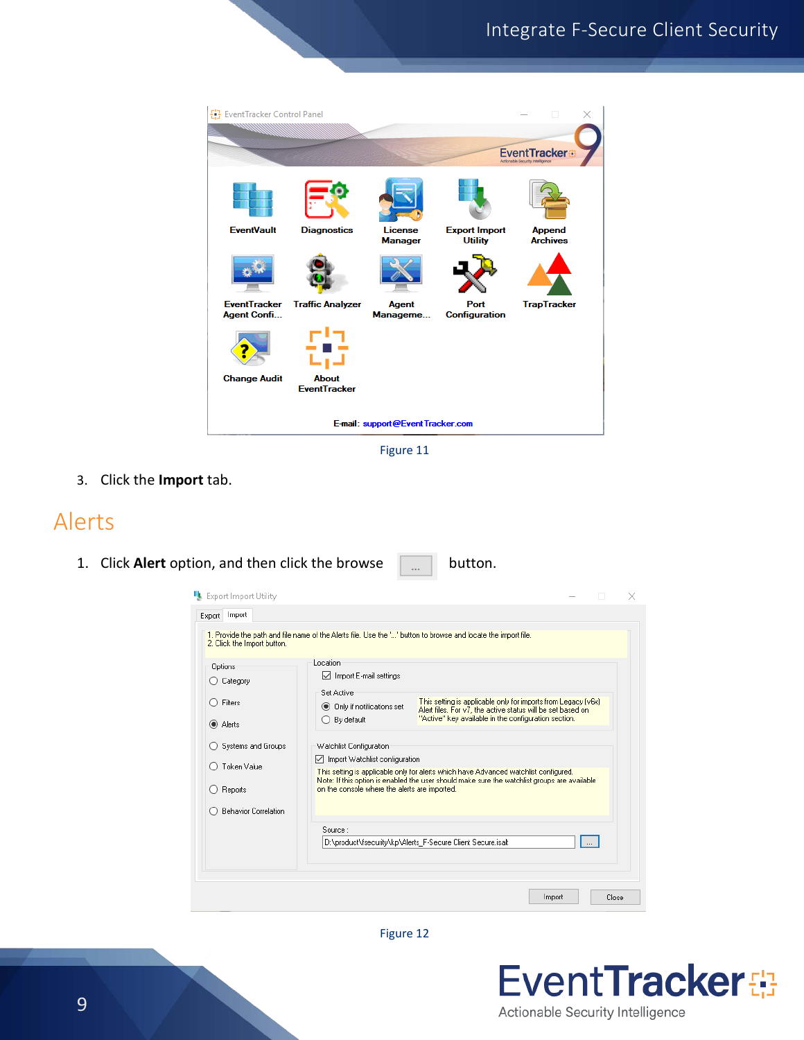Figure 11

3. Click the **Import** tab.

## Alerts

1. Click **Alert** option, and then click the browse ... button.

Figure 12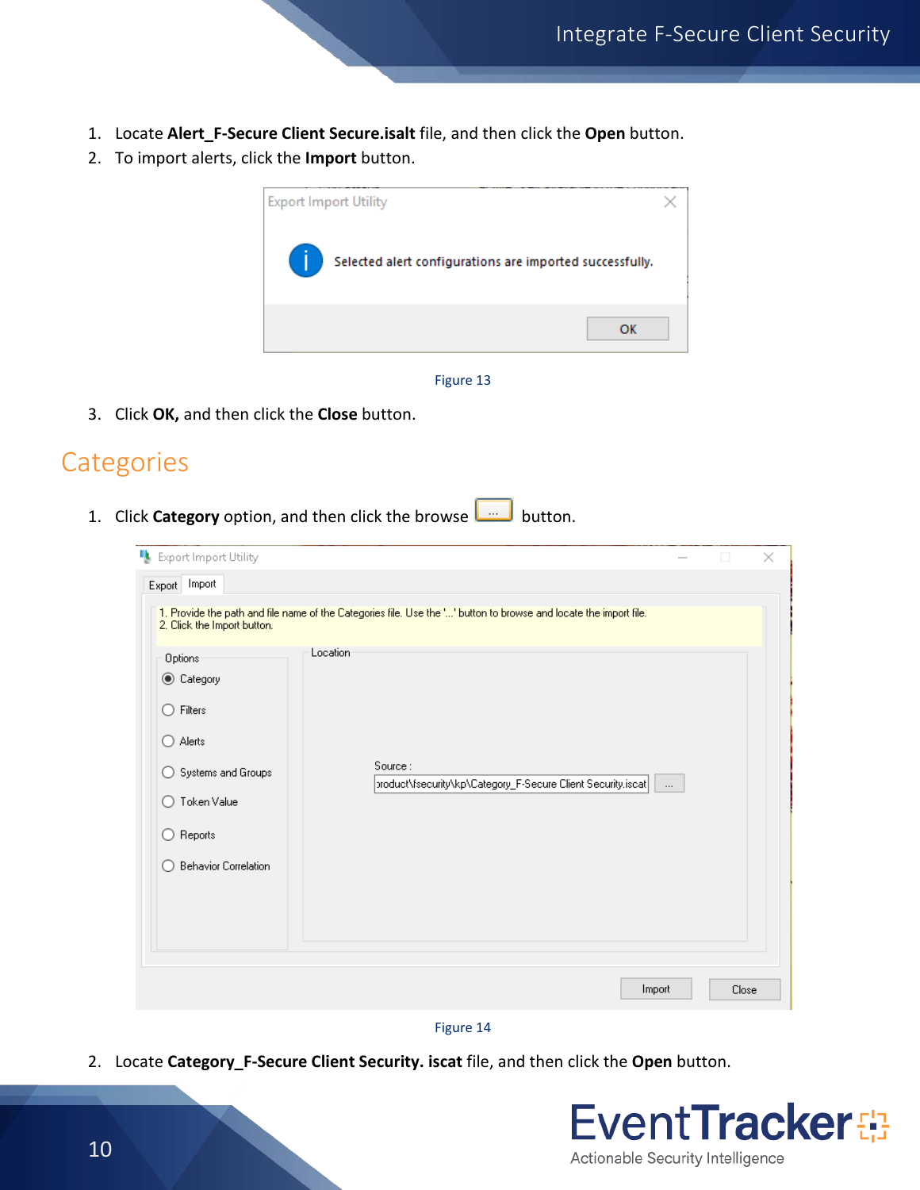1. Locate **Alert_F-Secure Client Secure.isalt** file, and then click the **Open** button.
2. To import alerts, click the **Import** button.

Figure 13

3. Click **OK,** and then click the **Close** button.

## Categories

1. Click **Category** option, and then click the browse button.

Figure 14

2. Locate **Category_F-Secure Client Security. iscat** file, and then click the **Open** button.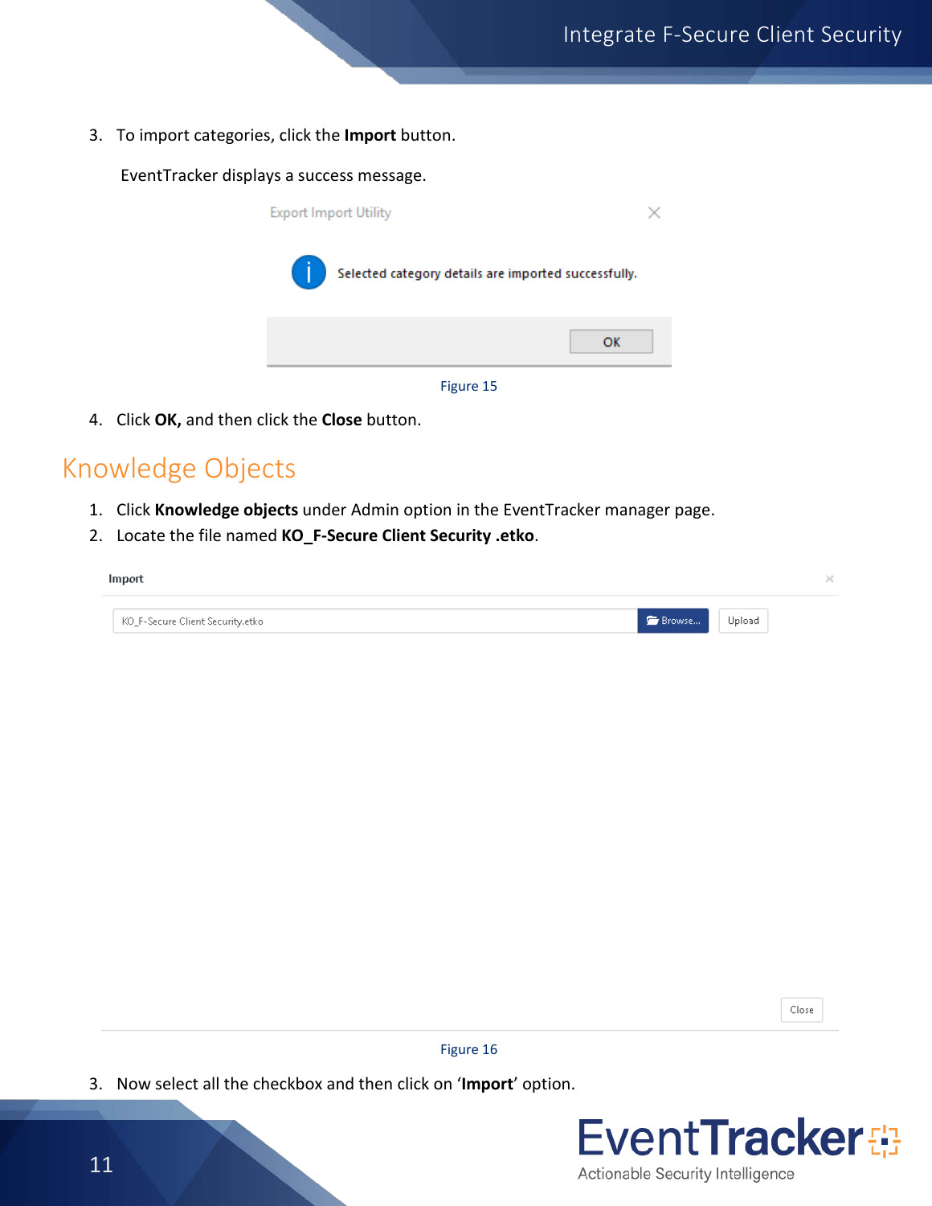3. To import categories, click the **Import** button.

   EventTracker displays a success message.

Figure 15

4. Click **OK,** and then click the **Close** button.

## Knowledge Objects

1. Click **Knowledge objects** under Admin option in the EventTracker manager page.
2. Locate the file named **KO_F-Secure Client Security .etko**.

Figure 16

3. Now select all the checkbox and then click on '**Import**' option.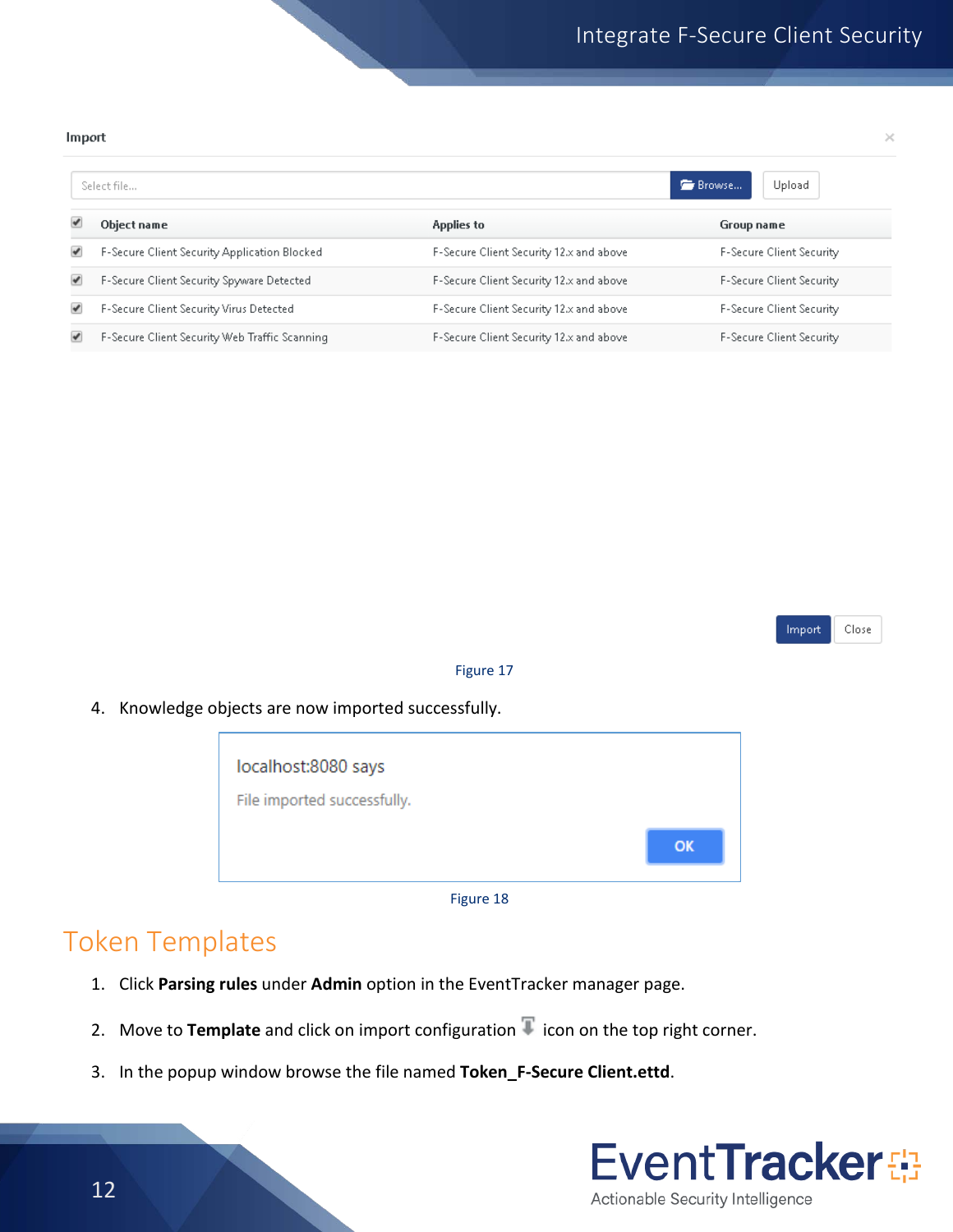Import

| Object name | Applies to | Group name |
|---|---|---|
| F-Secure Client Security Application Blocked | F-Secure Client Security 12.x and above | F-Secure Client Security |
| F-Secure Client Security Spyware Detected | F-Secure Client Security 12.x and above | F-Secure Client Security |
| F-Secure Client Security Virus Detected | F-Secure Client Security 12.x and above | F-Secure Client Security |
| F-Secure Client Security Web Traffic Scanning | F-Secure Client Security 12.x and above | F-Secure Client Security |

Figure 17

4. Knowledge objects are now imported successfully.

localhost:8080 says

File imported successfully.

OK

Figure 18

## Token Templates

1. Click **Parsing rules** under **Admin** option in the EventTracker manager page.
2. Move to **Template** and click on import configuration icon on the top right corner.
3. In the popup window browse the file named **Token_F-Secure Client.ettd**.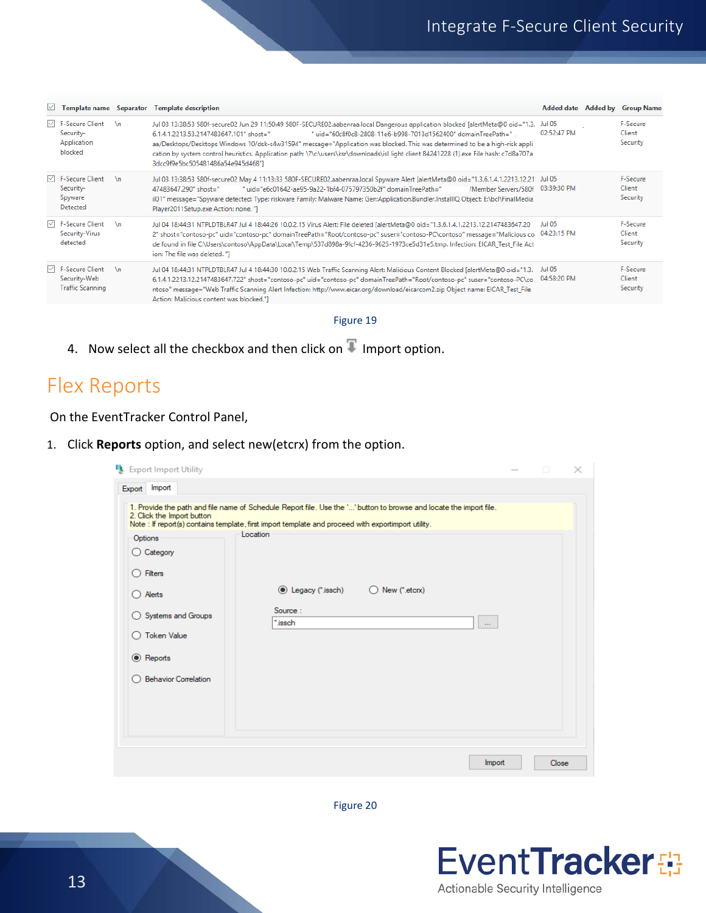| | Template name | Separator | Template description | Added date | Added by | Group Name |
|---|---|---|---|---|---|---|
| ☑ | F-Secure Client Security-Application blocked | \n | Jul 03 13:38:53 580f-secure02 Jun 29 11:50:49 580F-SECURE02.aabenraa.local Dangerous application blocked [alertMeta@0 oid="1.3.6.1.4.1.2213.53.2147483647.101" shost=" " uid="60c8f0c8-2808-11e6-b998-7013d1562400" domainTreePath=" aa/Desktops/Desktops Windows 10/dsk-s4w31594" message="Application was blocked. This was determined to be a high-risk application by system control heuristics. Application path: \?\c\users\ksr\downloads\isl light client 84241228 (1).exe File hash: c7d8a707a3dcc9f9e5bc505481486a54e945d468"] | Jul 05 02:52:47 PM | | F-Secure Client Security |
| ☑ | F-Secure Client Security-Spyware Detected | \n | Jul 03 13:38:53 580f-secure02 May 4 11:13:33 580F-SECURE02.aabenraa.local Spyware Alert [alertMeta@0 oid="1.3.6.1.4.1.2213.12.2147483647.290" shost=" " uid="e6c01642-ae95-9a22-1bf4-075797350b2f" domainTreePath=" /Member Servers/580f il01" message="Spyware detected: Type: riskware Family: Malware Name: Gen:Application.Bundler.InstallIQ Object: E:\bcl\FinalMedia Player2011Setup.exe Action: none. "] | Jul 05 03:39:30 PM | | F-Secure Client Security |
| ☑ | F-Secure Client Security-Virus detected | \n | Jul 04 18:44:31 NTPLDTBLR47 Jul 4 18:44:26 10.0.2.15 Virus Alert: File deleted [alertMeta@0 oid="1.3.6.1.4.1.2213.12.2147483647.202" shost="contoso-pc" uid="contoso-pc" domainTreePath="Root/contoso-pc" suser="contoso-PC\contoso" message="Malicious code found in file C:\Users\contoso\AppData\Local\Temp\537d898a-9fcf-4236-9625-1973ce5d31e5.tmp. Infection: EICAR_Test_File Action: The file was deleted. "] | Jul 05 04:23:15 PM | | F-Secure Client Security |
| ☑ | F-Secure Client Security-Web Traffic Scanning | \n | Jul 04 18:44:31 NTPLDTBLR47 Jul 4 18:44:30 10.0.2.15 Web Traffic Scanning Alert: Malicious Content Blocked [alertMeta@0 oid="1.3.6.1.4.1.2213.12.2147483647.722" shost="contoso-pc" uid="contoso-pc" domainTreePath="Root/contoso-pc" suser="contoso-PC\contoso" message="Web Traffic Scanning Alert Infection: http://www.eicar.org/download/eicarcom2.zip Object name: EICAR_Test_File Action: Malicious content was blocked."] | Jul 05 04:58:20 PM | | F-Secure Client Security |

Figure 19

4. Now select all the checkbox and then click on Import option.

## Flex Reports

On the EventTracker Control Panel,

1. Click **Reports** option, and select new(etcrx) from the option.

Export Import Utility

Export | Import

1. Provide the path and file name of Schedule Report file. Use the '...' button to browse and locate the import file.
2. Click the Import button
Note : If report(s) contains template, first import template and proceed with exportimport utility.

Options: Category, Filters, Alerts, Systems and Groups, Token Value, Reports, Behavior Correlation

Location: Legacy (*.issch) New (*.etcrx)

Source : *.issch

Import Close

Figure 20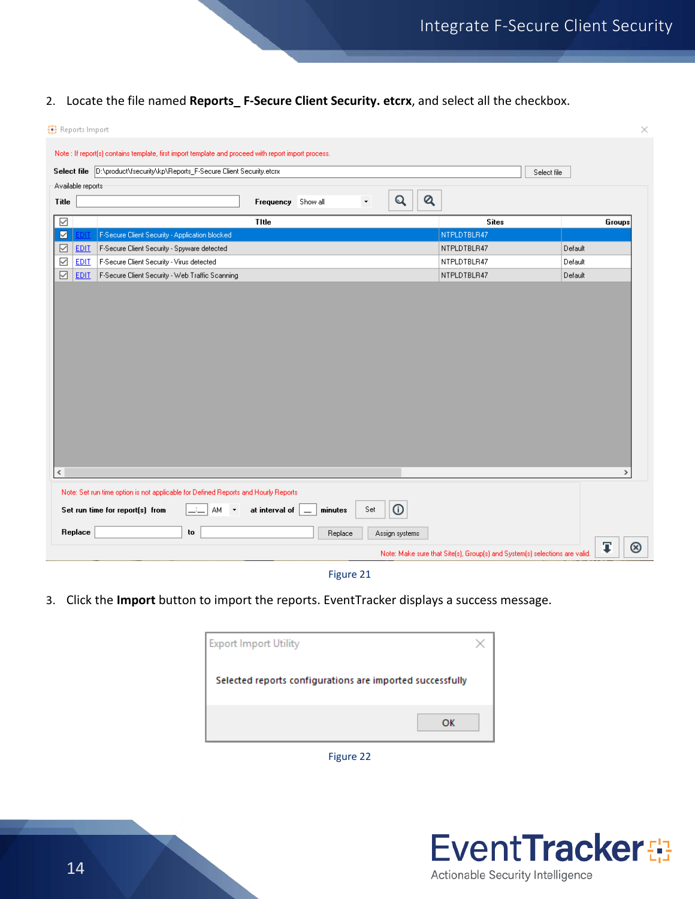2. Locate the file named **Reports_ F-Secure Client Security. etcrx**, and select all the checkbox.

Figure 21

3. Click the **Import** button to import the reports. EventTracker displays a success message.

Figure 22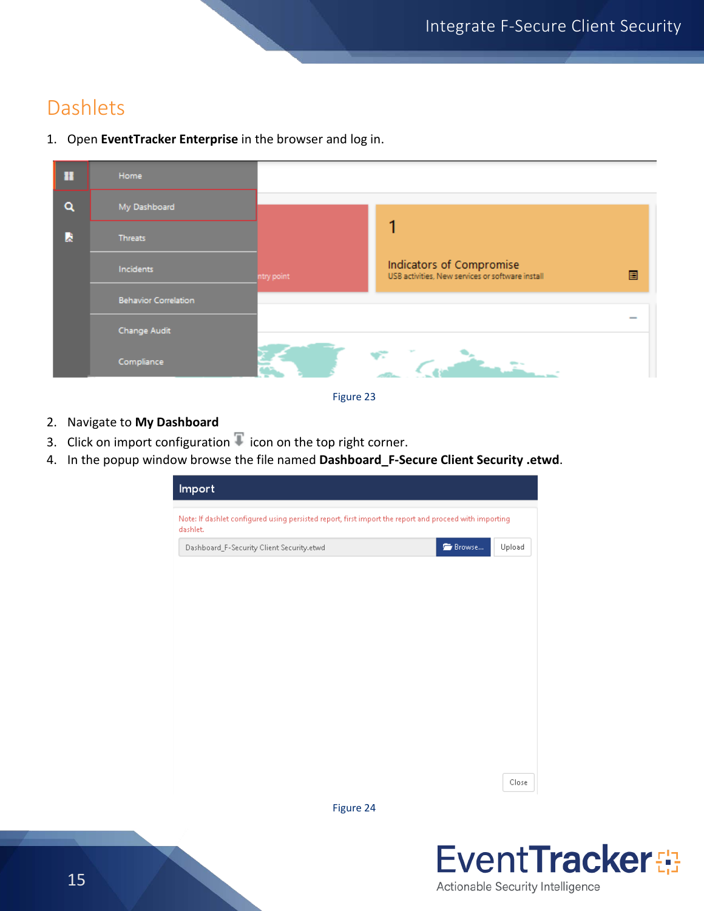## Dashlets

1. Open **EventTracker Enterprise** in the browser and log in.

Figure 23

2. Navigate to **My Dashboard**
3. Click on import configuration icon on the top right corner.
4. In the popup window browse the file named **Dashboard_F-Secure Client Security .etwd**.

Figure 24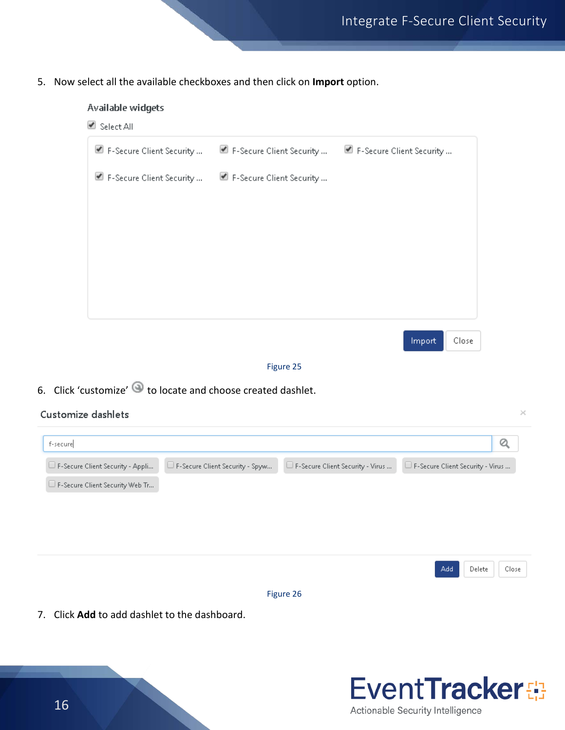5. Now select all the available checkboxes and then click on **Import** option.

Figure 25

6. Click 'customize' to locate and choose created dashlet.

Figure 26

7. Click **Add** to add dashlet to the dashboard.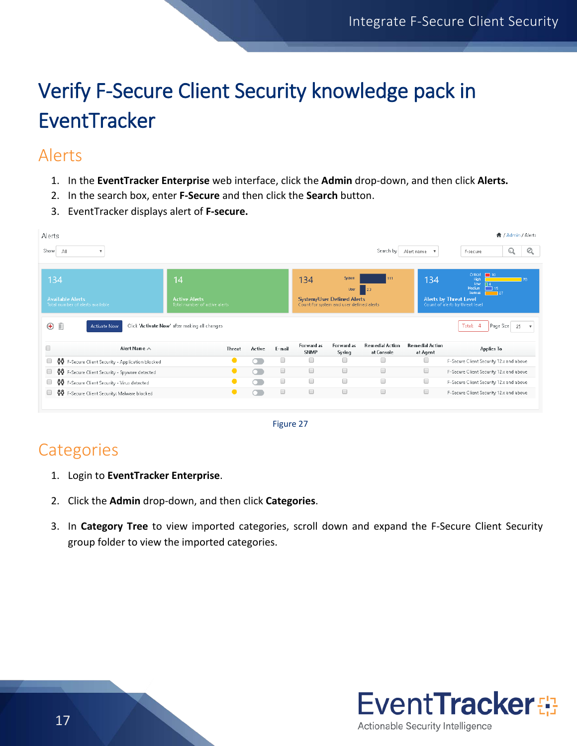# Verify F-Secure Client Security knowledge pack in EventTracker

## Alerts

1. In the **EventTracker Enterprise** web interface, click the **Admin** drop-down, and then click **Alerts.**
2. In the search box, enter **F-Secure** and then click the **Search** button.
3. EventTracker displays alert of **F-secure.**

Figure 27

## Categories

1. Login to **EventTracker Enterprise**.
2. Click the **Admin** drop-down, and then click **Categories**.
3. In **Category Tree** to view imported categories, scroll down and expand the F-Secure Client Security group folder to view the imported categories.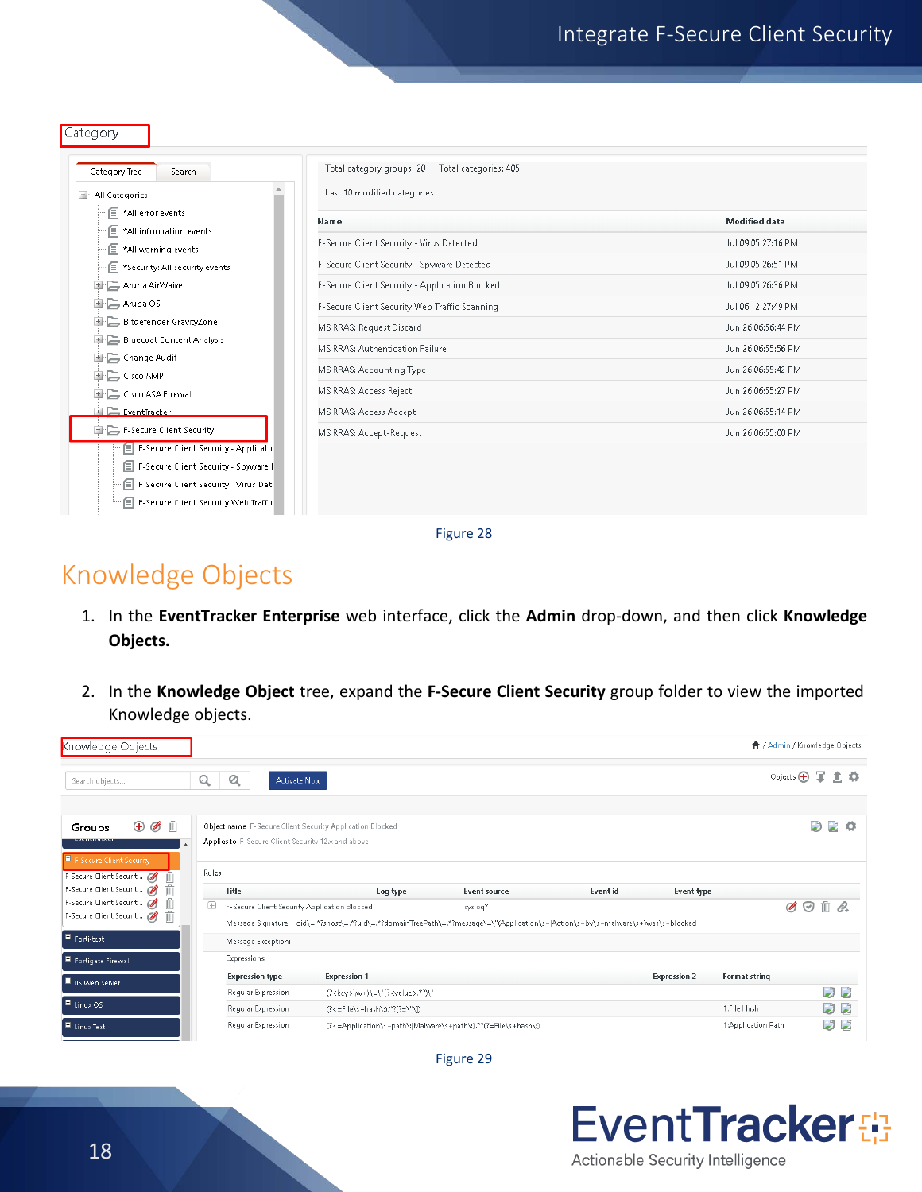Figure 28

## Knowledge Objects

1. In the **EventTracker Enterprise** web interface, click the **Admin** drop-down, and then click **Knowledge Objects.**

2. In the **Knowledge Object** tree, expand the **F-Secure Client Security** group folder to view the imported Knowledge objects.

Figure 29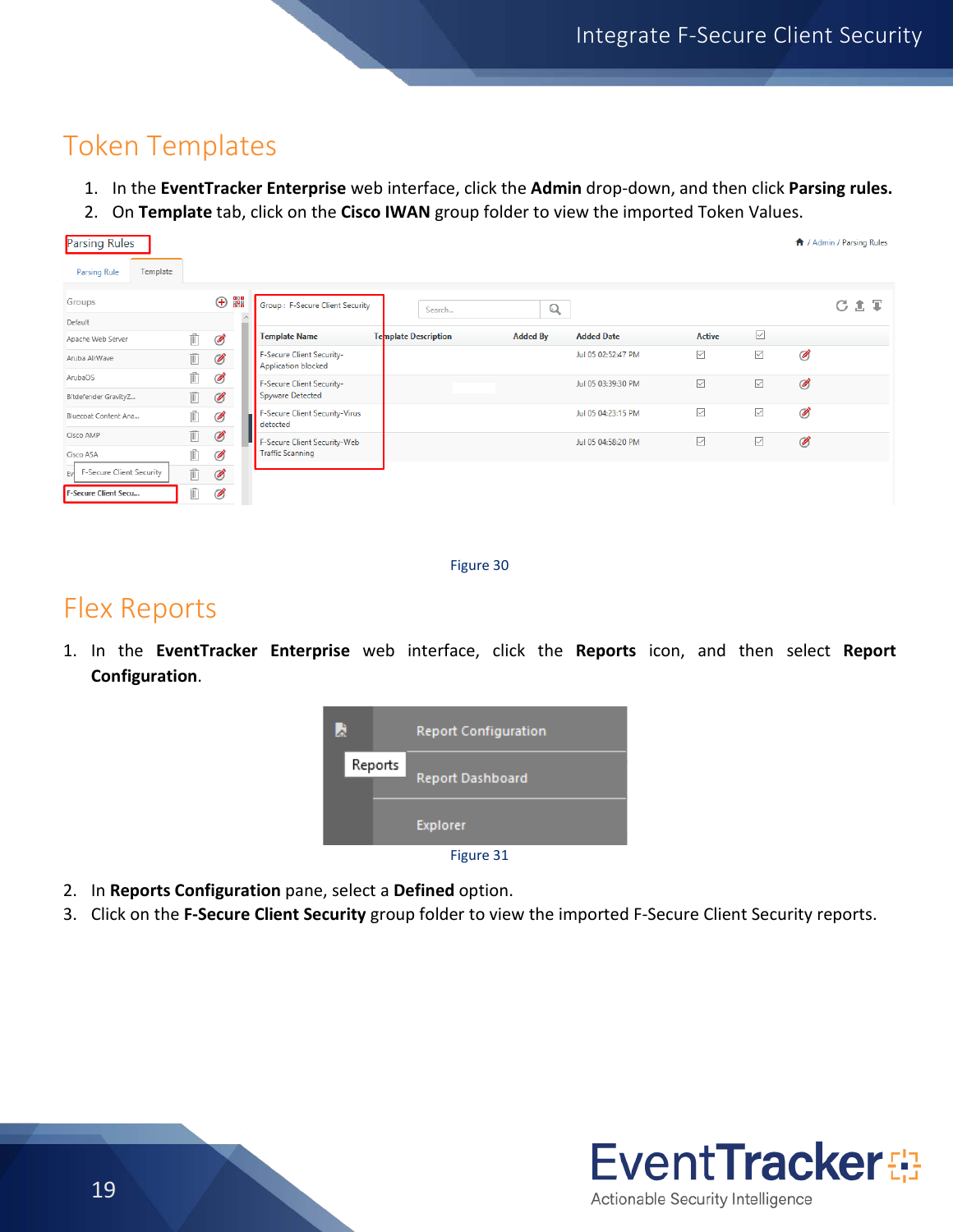## Token Templates

1. In the **EventTracker Enterprise** web interface, click the **Admin** drop-down, and then click **Parsing rules.**
2. On **Template** tab, click on the **Cisco IWAN** group folder to view the imported Token Values.

Figure 30

## Flex Reports

1. In the **EventTracker Enterprise** web interface, click the **Reports** icon, and then select **Report Configuration**.

Figure 31

2. In **Reports Configuration** pane, select a **Defined** option.
3. Click on the **F-Secure Client Security** group folder to view the imported F-Secure Client Security reports.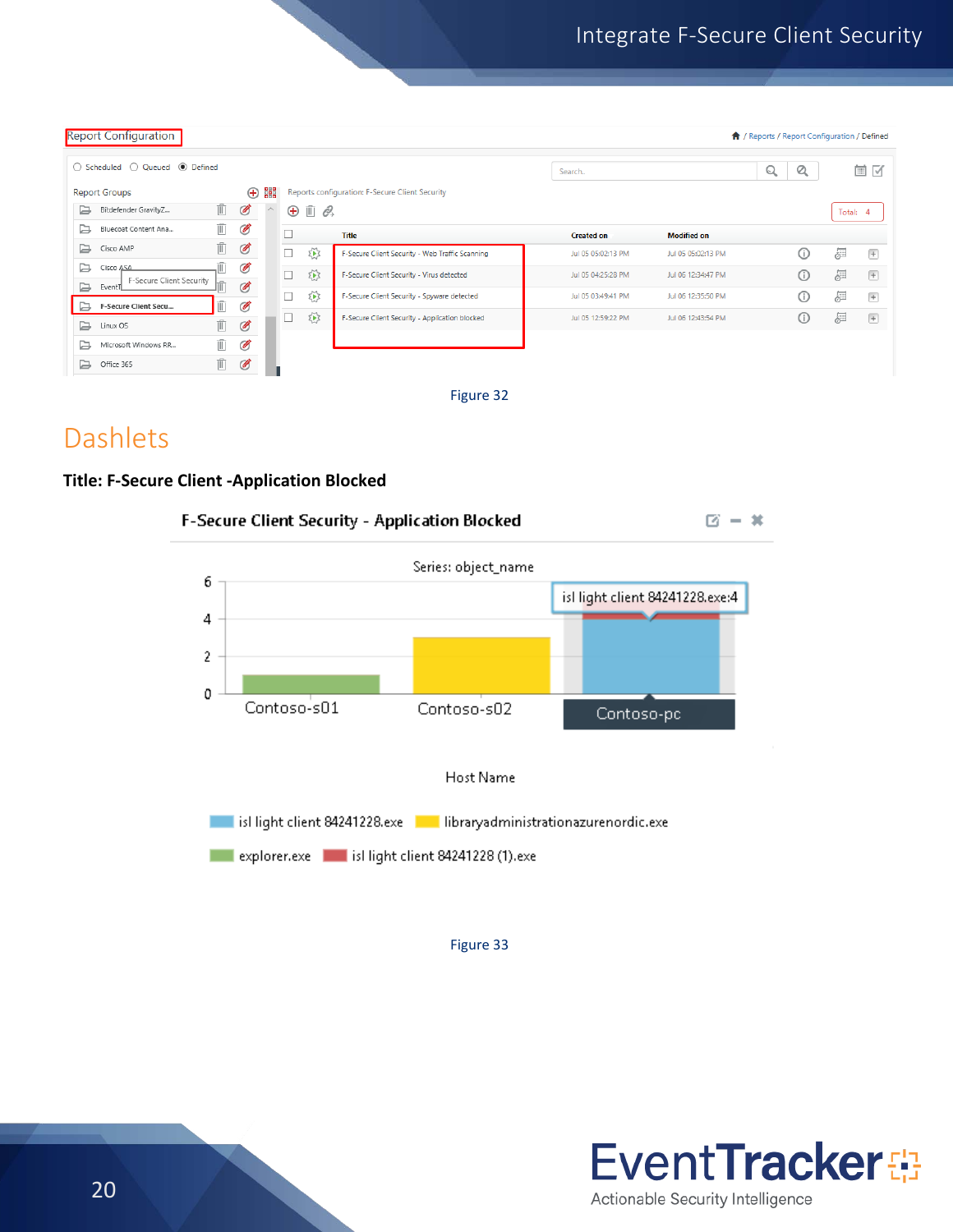Figure 32

## Dashlets

**Title: F-Secure Client -Application Blocked**

Figure 33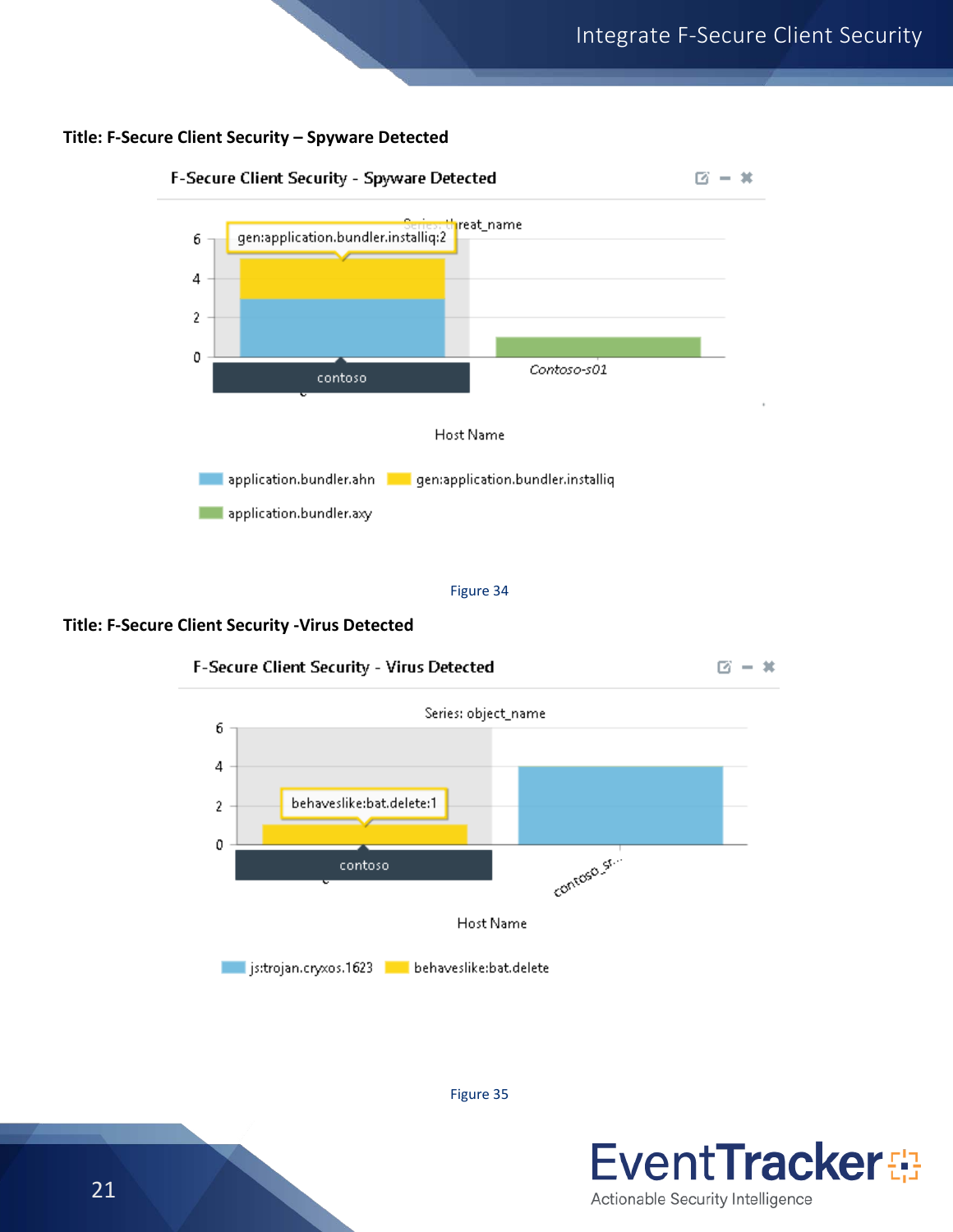**Title: F-Secure Client Security – Spyware Detected**

F-Secure Client Security - Spyware Detected

Series: threat_name

gen:application.bundler.installiq:2

6
4
2
0

contoso

Contoso-s01

Host Name

application.bundler.ahn
gen:application.bundler.installiq
application.bundler.axy

Figure 34

**Title: F-Secure Client Security -Virus Detected**

F-Secure Client Security - Virus Detected

Series: object_name

6
4
2
0

behaveslike:bat.delete:1

contoso

contoso_sr...

Host Name

js:trojan.cryxos.1623
behaveslike:bat.delete

Figure 35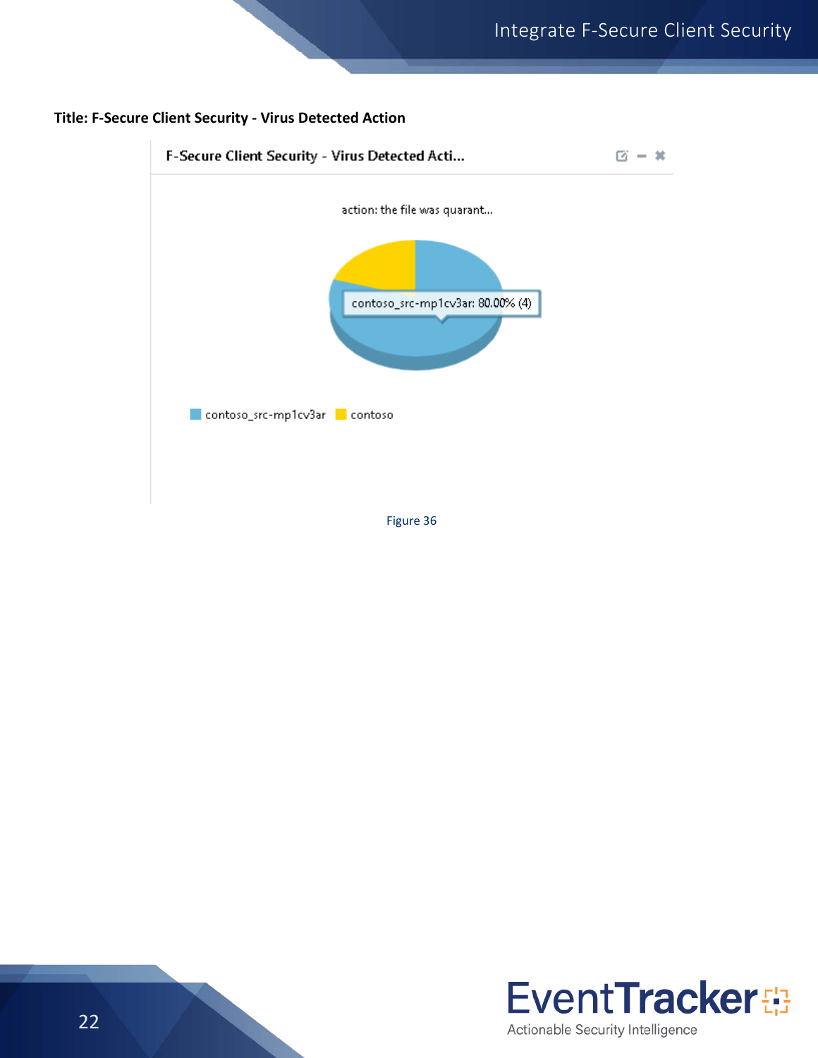**Title: F-Secure Client Security - Virus Detected Action**

F-Secure Client Security - Virus Detected Acti...

action: the file was quarant...

contoso_src-mp1cv3ar: 80.00% (4)

contoso_src-mp1cv3ar
contoso

Figure 36